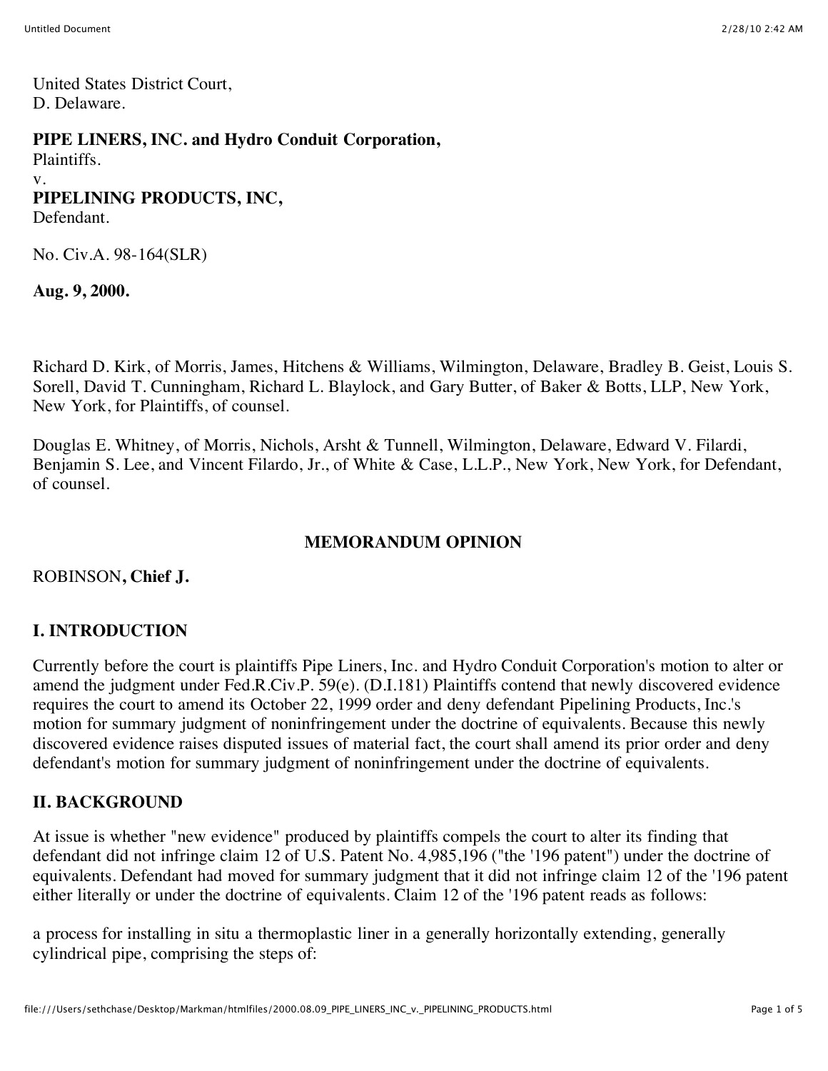United States District Court,
D. Delaware.

**PIPE LINERS, INC. and Hydro Conduit Corporation,**
Plaintiffs.
v.
**PIPELINING PRODUCTS, INC,**
Defendant.

No. Civ.A. 98-164(SLR)

**Aug. 9, 2000.**

Richard D. Kirk, of Morris, James, Hitchens & Williams, Wilmington, Delaware, Bradley B. Geist, Louis S. Sorell, David T. Cunningham, Richard L. Blaylock, and Gary Butter, of Baker & Botts, LLP, New York, New York, for Plaintiffs, of counsel.

Douglas E. Whitney, of Morris, Nichols, Arsht & Tunnell, Wilmington, Delaware, Edward V. Filardi, Benjamin S. Lee, and Vincent Filardo, Jr., of White & Case, L.L.P., New York, New York, for Defendant, of counsel.

## MEMORANDUM OPINION

ROBINSON**, Chief J.**

## I. INTRODUCTION

Currently before the court is plaintiffs Pipe Liners, Inc. and Hydro Conduit Corporation's motion to alter or amend the judgment under Fed.R.Civ.P. 59(e). (D.I.181) Plaintiffs contend that newly discovered evidence requires the court to amend its October 22, 1999 order and deny defendant Pipelining Products, Inc.'s motion for summary judgment of noninfringement under the doctrine of equivalents. Because this newly discovered evidence raises disputed issues of material fact, the court shall amend its prior order and deny defendant's motion for summary judgment of noninfringement under the doctrine of equivalents.

## II. BACKGROUND

At issue is whether "new evidence" produced by plaintiffs compels the court to alter its finding that defendant did not infringe claim 12 of U.S. Patent No. 4,985,196 ("the '196 patent") under the doctrine of equivalents. Defendant had moved for summary judgment that it did not infringe claim 12 of the '196 patent either literally or under the doctrine of equivalents. Claim 12 of the '196 patent reads as follows:

a process for installing in situ a thermoplastic liner in a generally horizontally extending, generally cylindrical pipe, comprising the steps of: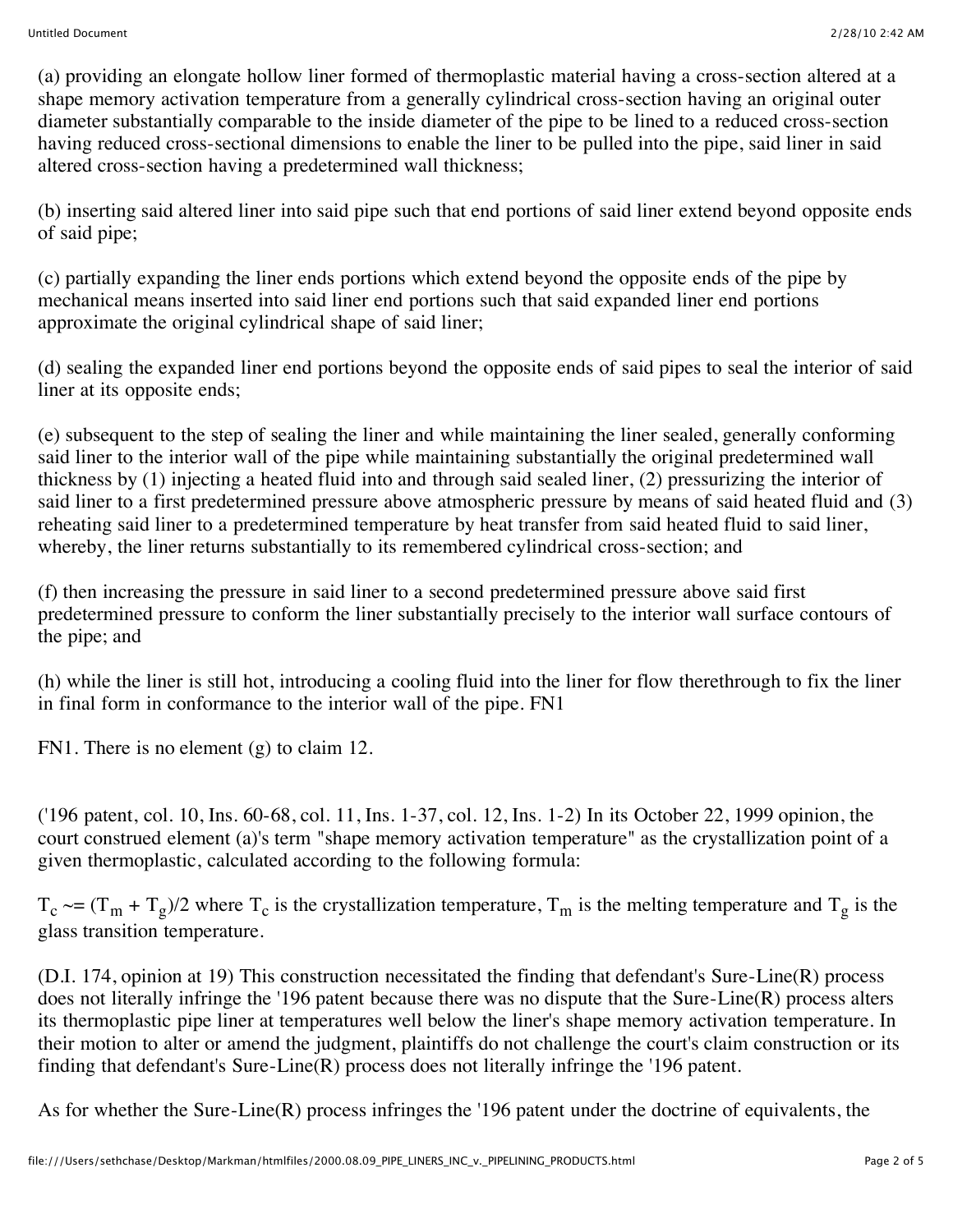(a) providing an elongate hollow liner formed of thermoplastic material having a cross-section altered at a shape memory activation temperature from a generally cylindrical cross-section having an original outer diameter substantially comparable to the inside diameter of the pipe to be lined to a reduced cross-section having reduced cross-sectional dimensions to enable the liner to be pulled into the pipe, said liner in said altered cross-section having a predetermined wall thickness;

(b) inserting said altered liner into said pipe such that end portions of said liner extend beyond opposite ends of said pipe;

(c) partially expanding the liner ends portions which extend beyond the opposite ends of the pipe by mechanical means inserted into said liner end portions such that said expanded liner end portions approximate the original cylindrical shape of said liner;

(d) sealing the expanded liner end portions beyond the opposite ends of said pipes to seal the interior of said liner at its opposite ends;

(e) subsequent to the step of sealing the liner and while maintaining the liner sealed, generally conforming said liner to the interior wall of the pipe while maintaining substantially the original predetermined wall thickness by (1) injecting a heated fluid into and through said sealed liner, (2) pressurizing the interior of said liner to a first predetermined pressure above atmospheric pressure by means of said heated fluid and (3) reheating said liner to a predetermined temperature by heat transfer from said heated fluid to said liner, whereby, the liner returns substantially to its remembered cylindrical cross-section; and

(f) then increasing the pressure in said liner to a second predetermined pressure above said first predetermined pressure to conform the liner substantially precisely to the interior wall surface contours of the pipe; and

(h) while the liner is still hot, introducing a cooling fluid into the liner for flow therethrough to fix the liner in final form in conformance to the interior wall of the pipe. FN1

FN1. There is no element (g) to claim 12.

('196 patent, col. 10, lns. 60-68, col. 11, lns. 1-37, col. 12, lns. 1-2) In its October 22, 1999 opinion, the court construed element (a)'s term "shape memory activation temperature" as the crystallization point of a given thermoplastic, calculated according to the following formula:

$T_c \sim= (T_m + T_g)/2$ where $T_c$ is the crystallization temperature, $T_m$ is the melting temperature and $T_g$ is the glass transition temperature.

(D.I. 174, opinion at 19) This construction necessitated the finding that defendant's Sure-Line(R) process does not literally infringe the '196 patent because there was no dispute that the Sure-Line(R) process alters its thermoplastic pipe liner at temperatures well below the liner's shape memory activation temperature. In their motion to alter or amend the judgment, plaintiffs do not challenge the court's claim construction or its finding that defendant's Sure-Line(R) process does not literally infringe the '196 patent.

As for whether the Sure-Line(R) process infringes the '196 patent under the doctrine of equivalents, the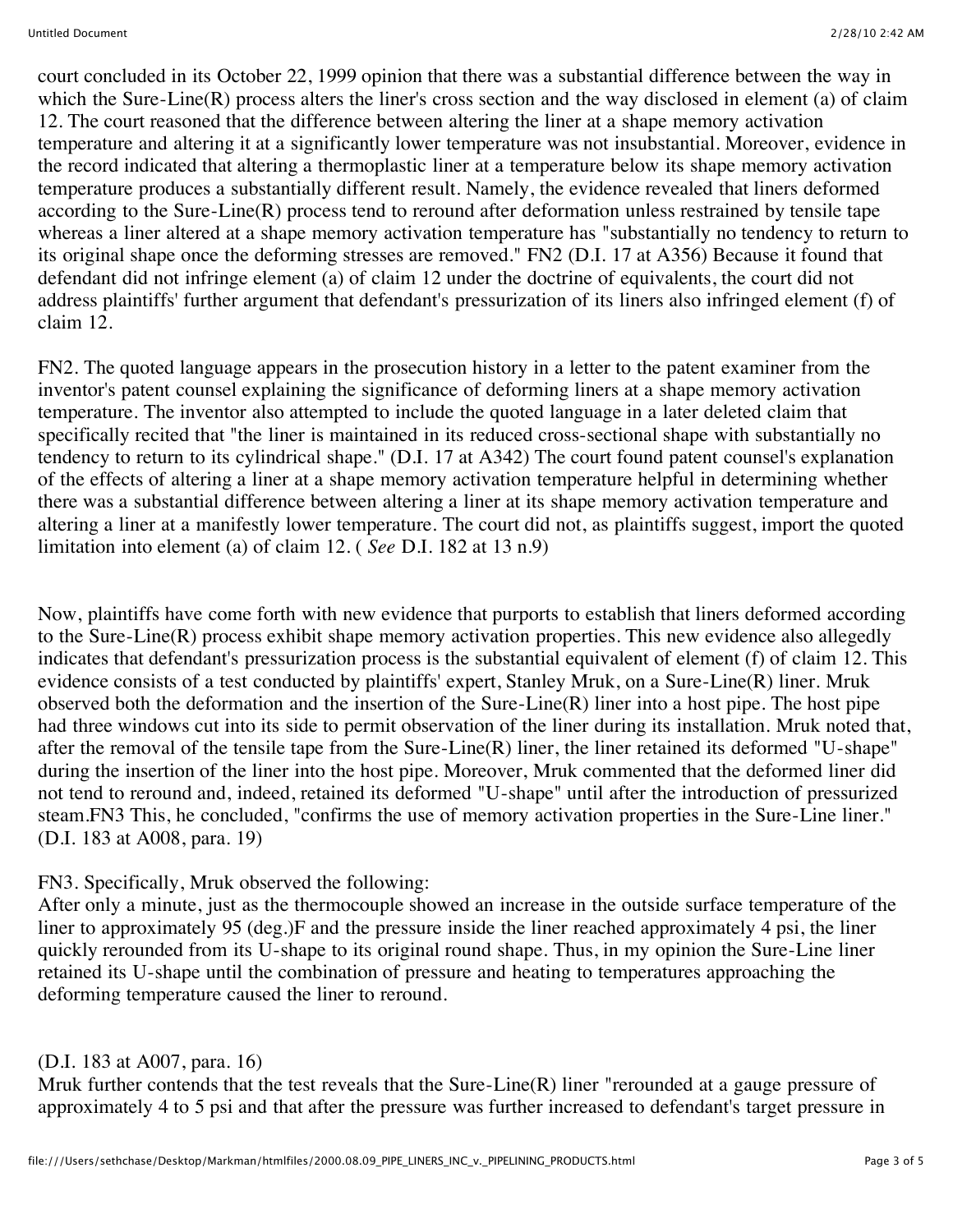court concluded in its October 22, 1999 opinion that there was a substantial difference between the way in which the Sure-Line(R) process alters the liner's cross section and the way disclosed in element (a) of claim 12. The court reasoned that the difference between altering the liner at a shape memory activation temperature and altering it at a significantly lower temperature was not insubstantial. Moreover, evidence in the record indicated that altering a thermoplastic liner at a temperature below its shape memory activation temperature produces a substantially different result. Namely, the evidence revealed that liners deformed according to the Sure-Line(R) process tend to reround after deformation unless restrained by tensile tape whereas a liner altered at a shape memory activation temperature has "substantially no tendency to return to its original shape once the deforming stresses are removed." FN2 (D.I. 17 at A356) Because it found that defendant did not infringe element (a) of claim 12 under the doctrine of equivalents, the court did not address plaintiffs' further argument that defendant's pressurization of its liners also infringed element (f) of claim 12.

FN2. The quoted language appears in the prosecution history in a letter to the patent examiner from the inventor's patent counsel explaining the significance of deforming liners at a shape memory activation temperature. The inventor also attempted to include the quoted language in a later deleted claim that specifically recited that "the liner is maintained in its reduced cross-sectional shape with substantially no tendency to return to its cylindrical shape." (D.I. 17 at A342) The court found patent counsel's explanation of the effects of altering a liner at a shape memory activation temperature helpful in determining whether there was a substantial difference between altering a liner at its shape memory activation temperature and altering a liner at a manifestly lower temperature. The court did not, as plaintiffs suggest, import the quoted limitation into element (a) of claim 12. ( *See* D.I. 182 at 13 n.9)

Now, plaintiffs have come forth with new evidence that purports to establish that liners deformed according to the Sure-Line(R) process exhibit shape memory activation properties. This new evidence also allegedly indicates that defendant's pressurization process is the substantial equivalent of element (f) of claim 12. This evidence consists of a test conducted by plaintiffs' expert, Stanley Mruk, on a Sure-Line(R) liner. Mruk observed both the deformation and the insertion of the Sure-Line(R) liner into a host pipe. The host pipe had three windows cut into its side to permit observation of the liner during its installation. Mruk noted that, after the removal of the tensile tape from the Sure-Line(R) liner, the liner retained its deformed "U-shape" during the insertion of the liner into the host pipe. Moreover, Mruk commented that the deformed liner did not tend to reround and, indeed, retained its deformed "U-shape" until after the introduction of pressurized steam.FN3 This, he concluded, "confirms the use of memory activation properties in the Sure-Line liner." (D.I. 183 at A008, para. 19)

FN3. Specifically, Mruk observed the following:
After only a minute, just as the thermocouple showed an increase in the outside surface temperature of the liner to approximately 95 (deg.)F and the pressure inside the liner reached approximately 4 psi, the liner quickly rerounded from its U-shape to its original round shape. Thus, in my opinion the Sure-Line liner retained its U-shape until the combination of pressure and heating to temperatures approaching the deforming temperature caused the liner to reround.

(D.I. 183 at A007, para. 16)
Mruk further contends that the test reveals that the Sure-Line(R) liner "rerounded at a gauge pressure of approximately 4 to 5 psi and that after the pressure was further increased to defendant's target pressure in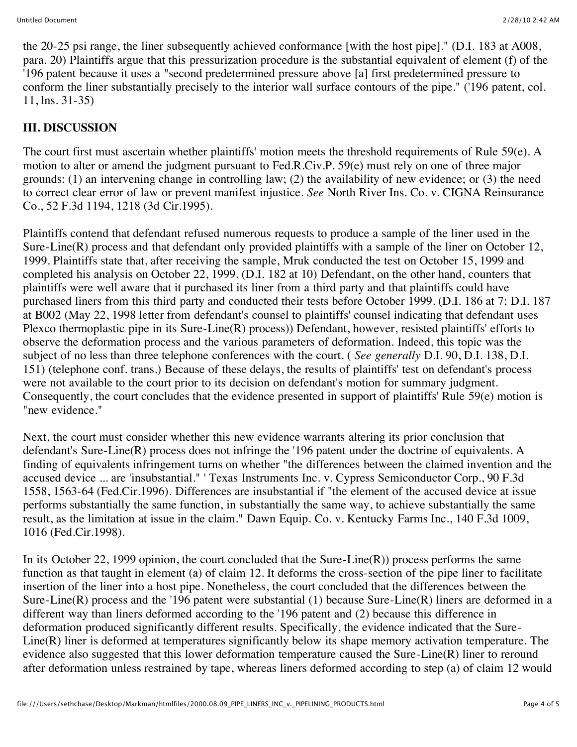the 20-25 psi range, the liner subsequently achieved conformance [with the host pipe]." (D.I. 183 at A008, para. 20) Plaintiffs argue that this pressurization procedure is the substantial equivalent of element (f) of the '196 patent because it uses a "second predetermined pressure above [a] first predetermined pressure to conform the liner substantially precisely to the interior wall surface contours of the pipe." ('196 patent, col. 11, lns. 31-35)

## III. DISCUSSION

The court first must ascertain whether plaintiffs' motion meets the threshold requirements of Rule 59(e). A motion to alter or amend the judgment pursuant to Fed.R.Civ.P. 59(e) must rely on one of three major grounds: (1) an intervening change in controlling law; (2) the availability of new evidence; or (3) the need to correct clear error of law or prevent manifest injustice. *See* North River Ins. Co. v. CIGNA Reinsurance Co., 52 F.3d 1194, 1218 (3d Cir.1995).

Plaintiffs contend that defendant refused numerous requests to produce a sample of the liner used in the Sure-Line(R) process and that defendant only provided plaintiffs with a sample of the liner on October 12, 1999. Plaintiffs state that, after receiving the sample, Mruk conducted the test on October 15, 1999 and completed his analysis on October 22, 1999. (D.I. 182 at 10) Defendant, on the other hand, counters that plaintiffs were well aware that it purchased its liner from a third party and that plaintiffs could have purchased liners from this third party and conducted their tests before October 1999. (D.I. 186 at 7; D.I. 187 at B002 (May 22, 1998 letter from defendant's counsel to plaintiffs' counsel indicating that defendant uses Plexco thermoplastic pipe in its Sure-Line(R) process)) Defendant, however, resisted plaintiffs' efforts to observe the deformation process and the various parameters of deformation. Indeed, this topic was the subject of no less than three telephone conferences with the court. ( *See generally* D.I. 90, D.I. 138, D.I. 151) (telephone conf. trans.) Because of these delays, the results of plaintiffs' test on defendant's process were not available to the court prior to its decision on defendant's motion for summary judgment. Consequently, the court concludes that the evidence presented in support of plaintiffs' Rule 59(e) motion is "new evidence."

Next, the court must consider whether this new evidence warrants altering its prior conclusion that defendant's Sure-Line(R) process does not infringe the '196 patent under the doctrine of equivalents. A finding of equivalents infringement turns on whether "the differences between the claimed invention and the accused device ... are 'insubstantial.'" Texas Instruments Inc. v. Cypress Semiconductor Corp., 90 F.3d 1558, 1563-64 (Fed.Cir.1996). Differences are insubstantial if "the element of the accused device at issue performs substantially the same function, in substantially the same way, to achieve substantially the same result, as the limitation at issue in the claim." Dawn Equip. Co. v. Kentucky Farms Inc., 140 F.3d 1009, 1016 (Fed.Cir.1998).

In its October 22, 1999 opinion, the court concluded that the Sure-Line(R)) process performs the same function as that taught in element (a) of claim 12. It deforms the cross-section of the pipe liner to facilitate insertion of the liner into a host pipe. Nonetheless, the court concluded that the differences between the Sure-Line(R) process and the '196 patent were substantial (1) because Sure-Line(R) liners are deformed in a different way than liners deformed according to the '196 patent and (2) because this difference in deformation produced significantly different results. Specifically, the evidence indicated that the Sure-Line(R) liner is deformed at temperatures significantly below its shape memory activation temperature. The evidence also suggested that this lower deformation temperature caused the Sure-Line(R) liner to reround after deformation unless restrained by tape, whereas liners deformed according to step (a) of claim 12 would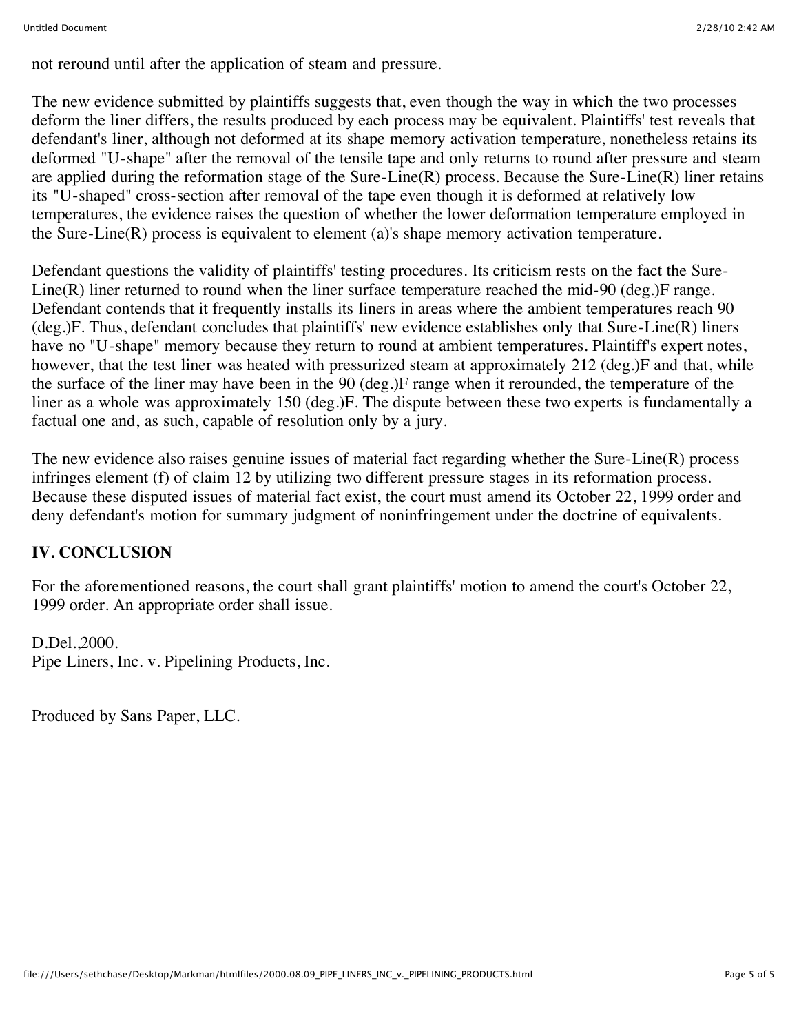not reround until after the application of steam and pressure.

The new evidence submitted by plaintiffs suggests that, even though the way in which the two processes deform the liner differs, the results produced by each process may be equivalent. Plaintiffs' test reveals that defendant's liner, although not deformed at its shape memory activation temperature, nonetheless retains its deformed "U-shape" after the removal of the tensile tape and only returns to round after pressure and steam are applied during the reformation stage of the Sure-Line(R) process. Because the Sure-Line(R) liner retains its "U-shaped" cross-section after removal of the tape even though it is deformed at relatively low temperatures, the evidence raises the question of whether the lower deformation temperature employed in the Sure-Line(R) process is equivalent to element (a)'s shape memory activation temperature.

Defendant questions the validity of plaintiffs' testing procedures. Its criticism rests on the fact the Sure-Line(R) liner returned to round when the liner surface temperature reached the mid-90 (deg.)F range. Defendant contends that it frequently installs its liners in areas where the ambient temperatures reach 90 (deg.)F. Thus, defendant concludes that plaintiffs' new evidence establishes only that Sure-Line(R) liners have no "U-shape" memory because they return to round at ambient temperatures. Plaintiff's expert notes, however, that the test liner was heated with pressurized steam at approximately 212 (deg.)F and that, while the surface of the liner may have been in the 90 (deg.)F range when it rerounded, the temperature of the liner as a whole was approximately 150 (deg.)F. The dispute between these two experts is fundamentally a factual one and, as such, capable of resolution only by a jury.

The new evidence also raises genuine issues of material fact regarding whether the Sure-Line(R) process infringes element (f) of claim 12 by utilizing two different pressure stages in its reformation process. Because these disputed issues of material fact exist, the court must amend its October 22, 1999 order and deny defendant's motion for summary judgment of noninfringement under the doctrine of equivalents.

## IV. CONCLUSION

For the aforementioned reasons, the court shall grant plaintiffs' motion to amend the court's October 22, 1999 order. An appropriate order shall issue.

D.Del.,2000.
Pipe Liners, Inc. v. Pipelining Products, Inc.

Produced by Sans Paper, LLC.